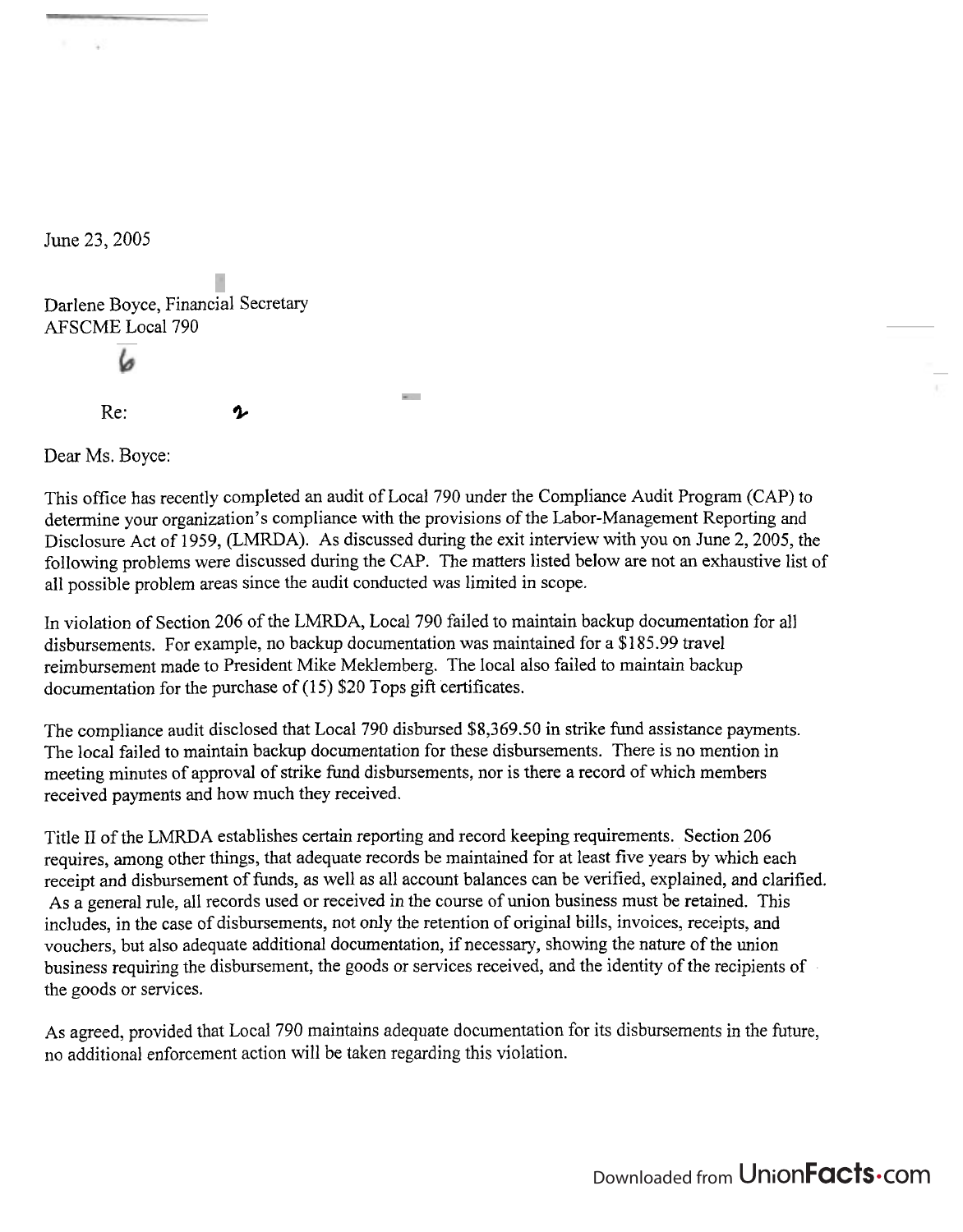June 23, 2005

Darlene Boyce, Financial Secretary
AFSCME Local 790

6

Re: 2

Dear Ms. Boyce:

This office has recently completed an audit of Local 790 under the Compliance Audit Program (CAP) to determine your organization's compliance with the provisions of the Labor-Management Reporting and Disclosure Act of 1959, (LMRDA). As discussed during the exit interview with you on June 2, 2005, the following problems were discussed during the CAP. The matters listed below are not an exhaustive list of all possible problem areas since the audit conducted was limited in scope.

In violation of Section 206 of the LMRDA, Local 790 failed to maintain backup documentation for all disbursements. For example, no backup documentation was maintained for a $185.99 travel reimbursement made to President Mike Meklemberg. The local also failed to maintain backup documentation for the purchase of (15) $20 Tops gift certificates.

The compliance audit disclosed that Local 790 disbursed $8,369.50 in strike fund assistance payments. The local failed to maintain backup documentation for these disbursements. There is no mention in meeting minutes of approval of strike fund disbursements, nor is there a record of which members received payments and how much they received.

Title II of the LMRDA establishes certain reporting and record keeping requirements. Section 206 requires, among other things, that adequate records be maintained for at least five years by which each receipt and disbursement of funds, as well as all account balances can be verified, explained, and clarified. As a general rule, all records used or received in the course of union business must be retained. This includes, in the case of disbursements, not only the retention of original bills, invoices, receipts, and vouchers, but also adequate additional documentation, if necessary, showing the nature of the union business requiring the disbursement, the goods or services received, and the identity of the recipients of the goods or services.

As agreed, provided that Local 790 maintains adequate documentation for its disbursements in the future, no additional enforcement action will be taken regarding this violation.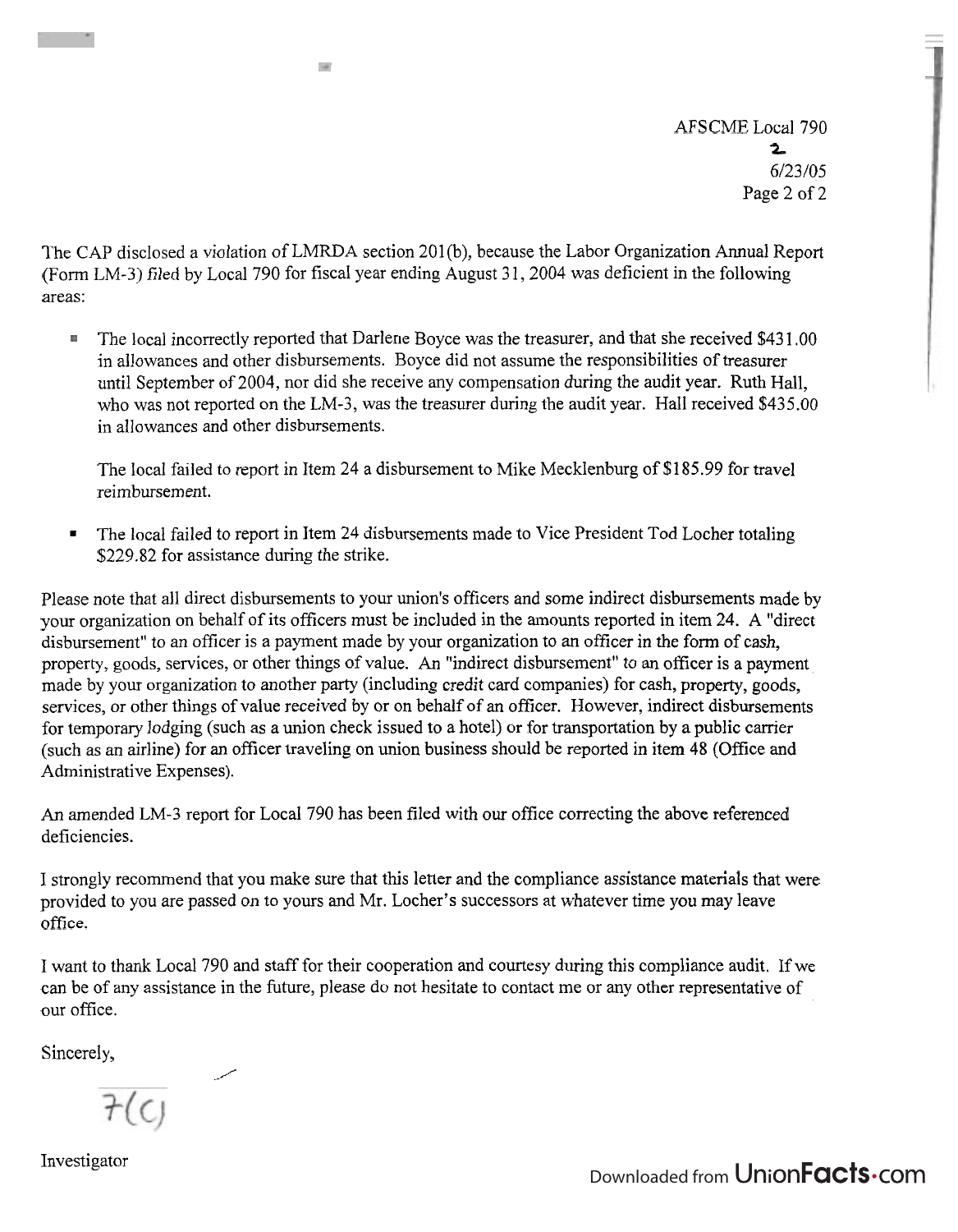The CAP disclosed a violation of LMRDA section 201(b), because the Labor Organization Annual Report (Form LM-3) filed by Local 790 for fiscal year ending August 31, 2004 was deficient in the following areas:

- The local incorrectly reported that Darlene Boyce was the treasurer, and that she received $431.00 in allowances and other disbursements. Boyce did not assume the responsibilities of treasurer until September of 2004, nor did she receive any compensation during the audit year. Ruth Hall, who was not reported on the LM-3, was the treasurer during the audit year. Hall received $435.00 in allowances and other disbursements.

  The local failed to report in Item 24 a disbursement to Mike Mecklenburg of $185.99 for travel reimbursement.

- The local failed to report in Item 24 disbursements made to Vice President Tod Locher totaling $229.82 for assistance during the strike.

Please note that all direct disbursements to your union's officers and some indirect disbursements made by your organization on behalf of its officers must be included in the amounts reported in item 24. A "direct disbursement" to an officer is a payment made by your organization to an officer in the form of cash, property, goods, services, or other things of value. An "indirect disbursement" to an officer is a payment made by your organization to another party (including credit card companies) for cash, property, goods, services, or other things of value received by or on behalf of an officer. However, indirect disbursements for temporary lodging (such as a union check issued to a hotel) or for transportation by a public carrier (such as an airline) for an officer traveling on union business should be reported in item 48 (Office and Administrative Expenses).

An amended LM-3 report for Local 790 has been filed with our office correcting the above referenced deficiencies.

I strongly recommend that you make sure that this letter and the compliance assistance materials that were provided to you are passed on to yours and Mr. Locher's successors at whatever time you may leave office.

I want to thank Local 790 and staff for their cooperation and courtesy during this compliance audit. If we can be of any assistance in the future, please do not hesitate to contact me or any other representative of our office.

Sincerely,

7(c)

Investigator